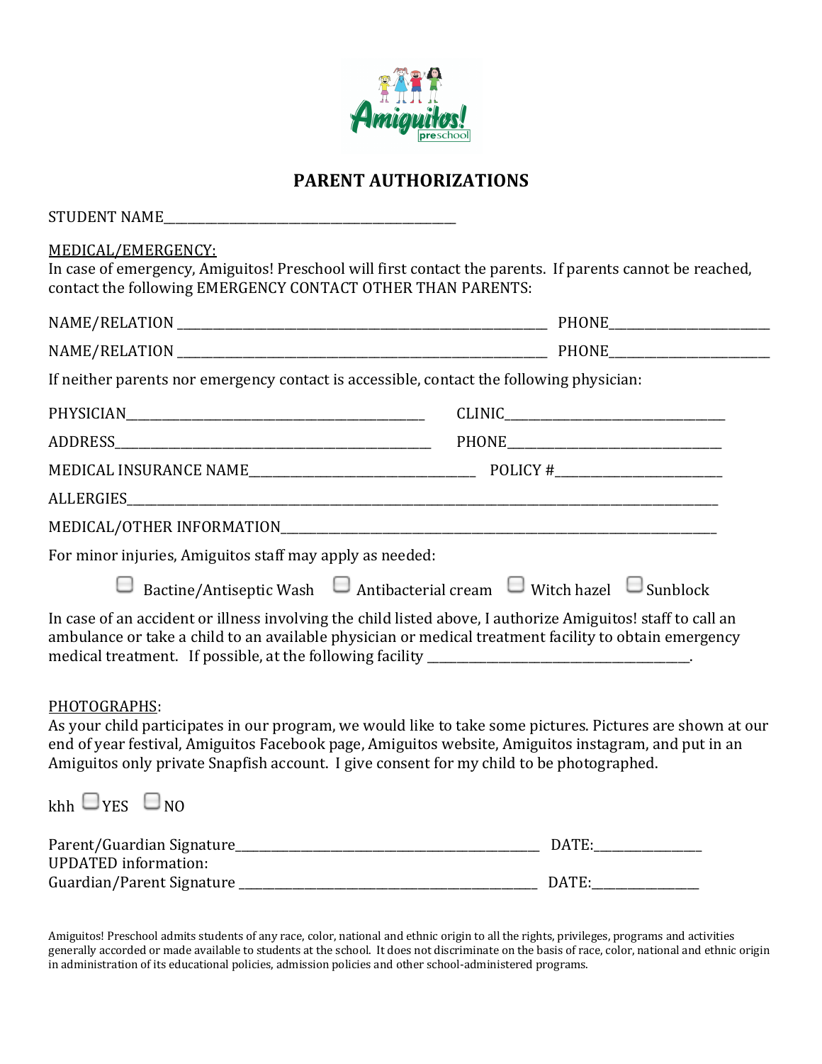Amiguitos! preschool

# PARENT AUTHORIZATIONS

STUDENT NAME_____________________________________________

MEDICAL/EMERGENCY:

In case of emergency, Amiguitos! Preschool will first contact the parents. If parents cannot be reached, contact the following EMERGENCY CONTACT OTHER THAN PARENTS:

NAME/RELATION _________________________________________________________ PHONE_________________________

NAME/RELATION _________________________________________________________ PHONE_________________________

If neither parents nor emergency contact is accessible, contact the following physician:

PHYSICIAN_______________________________________________ CLINIC___________________________________

ADDRESS_________________________________________________ PHONE___________________________________

MEDICAL INSURANCE NAME___________________________________ POLICY #__________________________

ALLERGIES_____________________________________________________________________________________________

MEDICAL/OTHER INFORMATION__________________________________________________________________________

For minor injuries, Amiguitos staff may apply as needed:

☐ Bactine/Antiseptic Wash ☐ Antibacterial cream ☐ Witch hazel ☐ Sunblock

In case of an accident or illness involving the child listed above, I authorize Amiguitos! staff to call an ambulance or take a child to an available physician or medical treatment facility to obtain emergency medical treatment. If possible, at the following facility ________________________________________.

PHOTOGRAPHS:

As your child participates in our program, we would like to take some pictures. Pictures are shown at our end of year festival, Amiguitos Facebook page, Amiguitos website, Amiguitos instagram, and put in an Amiguitos only private Snapfish account. I give consent for my child to be photographed.

khh ☐ YES ☐ NO

Parent/Guardian Signature_______________________________________________ DATE:________________

UPDATED information:

Guardian/Parent Signature _______________________________________________ DATE:________________

Amiguitos! Preschool admits students of any race, color, national and ethnic origin to all the rights, privileges, programs and activities generally accorded or made available to students at the school. It does not discriminate on the basis of race, color, national and ethnic origin in administration of its educational policies, admission policies and other school-administered programs.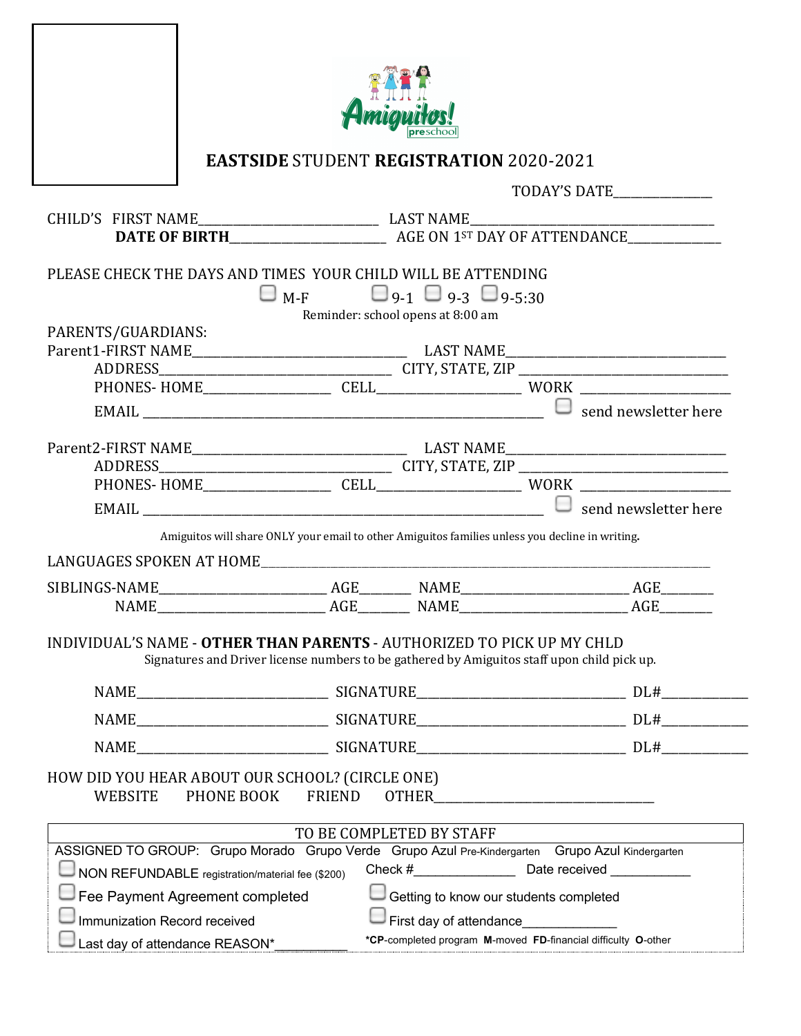Amiguitos! preschool

# **EASTSIDE** STUDENT **REGISTRATION** 2020-2021

TODAY'S DATE_______________

CHILD'S FIRST NAME____________________________ LAST NAME______________________________________

**DATE OF BIRTH**_________________________ AGE ON 1ST DAY OF ATTENDANCE______________

PLEASE CHECK THE DAYS AND TIMES YOUR CHILD WILL BE ATTENDING

☐ M-F ☐ 9-1 ☐ 9-3 ☐ 9-5:30

Reminder: school opens at 8:00 am

PARENTS/GUARDIANS:

Parent1-FIRST NAME__________________________________ LAST NAME__________________________________

ADDRESS__________________________________ CITY, STATE, ZIP _______________________________

PHONES- HOME___________________ CELL______________________ WORK _____________________

EMAIL _____________________________________________________________ ☐ send newsletter here

Parent2-FIRST NAME__________________________________ LAST NAME__________________________________

ADDRESS__________________________________ CITY, STATE, ZIP _______________________________

PHONES- HOME___________________ CELL______________________ WORK _____________________

EMAIL _____________________________________________________________ ☐ send newsletter here

Amiguitos will share ONLY your email to other Amiguitos families unless you decline in writing.

LANGUAGES SPOKEN AT HOME_______________________________________________________________________

SIBLINGS-NAME__________________________ AGE________ NAME__________________________ AGE________

NAME__________________________ AGE________ NAME__________________________ AGE________

INDIVIDUAL'S NAME - **OTHER THAN PARENTS** - AUTHORIZED TO PICK UP MY CHLD

Signatures and Driver license numbers to be gathered by Amiguitos staff upon child pick up.

NAME_____________________________ SIGNATURE________________________________ DL#_____________

NAME_____________________________ SIGNATURE________________________________ DL#_____________

NAME_____________________________ SIGNATURE________________________________ DL#_____________

HOW DID YOU HEAR ABOUT OUR SCHOOL? (CIRCLE ONE)

WEBSITE PHONE BOOK FRIEND OTHER__________________________________

TO BE COMPLETED BY STAFF

ASSIGNED TO GROUP: Grupo Morado Grupo Verde Grupo Azul Pre-Kindergarten Grupo Azul Kindergarten

☐ NON REFUNDABLE registration/material fee ($200) Check #______________ Date received ___________

☐ Fee Payment Agreement completed ☐ Getting to know our students completed

☐ Immunization Record received ☐ First day of attendance_____________

☐ Last day of attendance REASON*__________ ***CP**-completed program **M**-moved **FD**-financial difficulty **O**-other